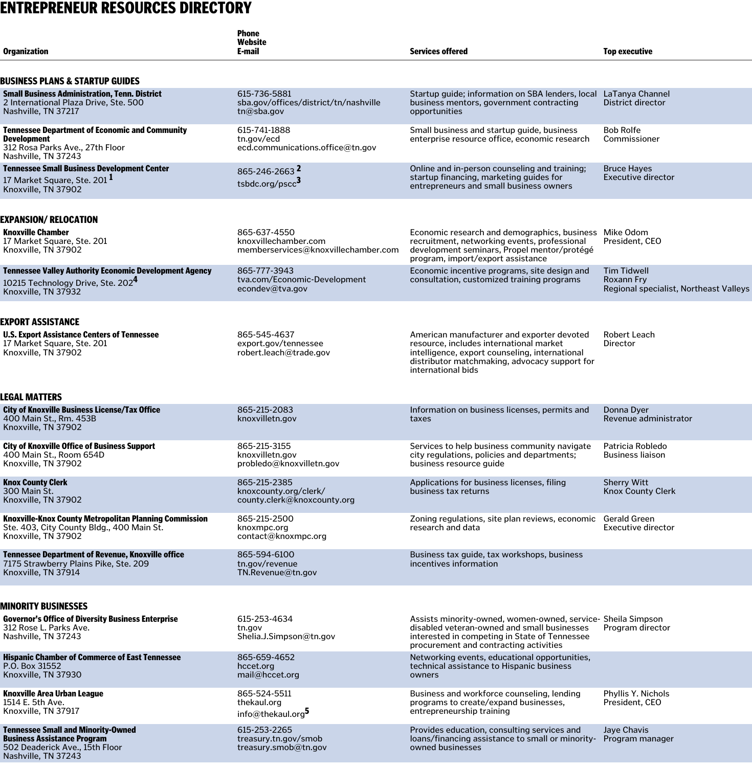# ENTREPRENEUR RESOURCES DIRECTORY

| Organization | Phone<br>Website<br>E-mail | Services offered | Top executive |
|---|---|---|---|
| **BUSINESS PLANS & STARTUP GUIDES** | | | |
| **Small Business Administration, Tenn. District**<br>2 International Plaza Drive, Ste. 500<br>Nashville, TN 37217 | 615-736-5881<br>sba.gov/offices/district/tn/nashville<br>tn@sba.gov | Startup guide; information on SBA lenders, local business mentors, government contracting opportunities | LaTanya Channel<br>District director |
| **Tennessee Department of Economic and Community Development**<br>312 Rosa Parks Ave., 27th Floor<br>Nashville, TN 37243 | 615-741-1888<br>tn.gov/ecd<br>ecd.communications.office@tn.gov | Small business and startup guide, business enterprise resource office, economic research | Bob Rolfe<br>Commissioner |
| **Tennessee Small Business Development Center**<br>17 Market Square, Ste. 201 [1]<br>Knoxville, TN 37902 | 865-246-2663 [2]<br>tsbdc.org/pscc[3] | Online and in-person counseling and training; startup financing, marketing guides for entrepreneurs and small business owners | Bruce Hayes<br>Executive director |
| **EXPANSION/ RELOCATION** | | | |
| **Knoxville Chamber**<br>17 Market Square, Ste. 201<br>Knoxville, TN 37902 | 865-637-4550<br>knoxvillechamber.com<br>memberservices@knoxvillechamber.com | Economic research and demographics, business recruitment, networking events, professional development seminars, Propel mentor/protégé program, import/export assistance | Mike Odom<br>President, CEO |
| **Tennessee Valley Authority Economic Development Agency**<br>10215 Technology Drive, Ste. 202[4]<br>Knoxville, TN 37932 | 865-777-3943<br>tva.com/Economic-Development<br>econdev@tva.gov | Economic incentive programs, site design and consultation, customized training programs | Tim Tidwell<br>Roxann Fry<br>Regional specialist, Northeast Valleys |
| **EXPORT ASSISTANCE** | | | |
| **U.S. Export Assistance Centers of Tennessee**<br>17 Market Square, Ste. 201<br>Knoxville, TN 37902 | 865-545-4637<br>export.gov/tennessee<br>robert.leach@trade.gov | American manufacturer and exporter devoted resource, includes international market intelligence, export counseling, international distributor matchmaking, advocacy support for international bids | Robert Leach<br>Director |
| **LEGAL MATTERS** | | | |
| **City of Knoxville Business License/Tax Office**<br>400 Main St., Rm. 453B<br>Knoxville, TN 37902 | 865-215-2083<br>knoxvilletn.gov | Information on business licenses, permits and taxes | Donna Dyer<br>Revenue administrator |
| **City of Knoxville Office of Business Support**<br>400 Main St., Room 654D<br>Knoxville, TN 37902 | 865-215-3155<br>knoxvilletn.gov<br>probledo@knoxvilletn.gov | Services to help business community navigate city regulations, policies and departments; business resource guide | Patricia Robledo<br>Business liaison |
| **Knox County Clerk**<br>300 Main St.<br>Knoxville, TN 37902 | 865-215-2385<br>knoxcounty.org/clerk/<br>county.clerk@knoxcounty.org | Applications for business licenses, filing business tax returns | Sherry Witt<br>Knox County Clerk |
| **Knoxville-Knox County Metropolitan Planning Commission**<br>Ste. 403, City County Bldg., 400 Main St.<br>Knoxville, TN 37902 | 865-215-2500<br>knoxmpc.org<br>contact@knoxmpc.org | Zoning regulations, site plan reviews, economic research and data | Gerald Green<br>Executive director |
| **Tennessee Department of Revenue, Knoxville office**<br>7175 Strawberry Plains Pike, Ste. 209<br>Knoxville, TN 37914 | 865-594-6100<br>tn.gov/revenue<br>TN.Revenue@tn.gov | Business tax guide, tax workshops, business incentives information | |
| **MINORITY BUSINESSES** | | | |
| **Governor's Office of Diversity Business Enterprise**<br>312 Rose L. Parks Ave.<br>Nashville, TN 37243 | 615-253-4634<br>tn.gov<br>Shelia.J.Simpson@tn.gov | Assists minority-owned, women-owned, service-disabled veteran-owned and small businesses interested in competing in State of Tennessee procurement and contracting activities | Sheila Simpson<br>Program director |
| **Hispanic Chamber of Commerce of East Tennessee**<br>P.O. Box 31552<br>Knoxville, TN 37930 | 865-659-4652<br>hccet.org<br>mail@hccet.org | Networking events, educational opportunities, technical assistance to Hispanic business owners | |
| **Knoxville Area Urban League**<br>1514 E. 5th Ave.<br>Knoxville, TN 37917 | 865-524-5511<br>thekaul.org<br>info@thekaul.org[5] | Business and workforce counseling, lending programs to create/expand businesses, entrepreneurship training | Phyllis Y. Nichols<br>President, CEO |
| **Tennessee Small and Minority-Owned Business Assistance Program**<br>502 Deaderick Ave., 15th Floor<br>Nashville, TN 37243 | 615-253-2265<br>treasury.tn.gov/smob<br>treasury.smob@tn.gov | Provides education, consulting services and loans/financing assistance to small or minority-owned businesses | Jaye Chavis<br>Program manager |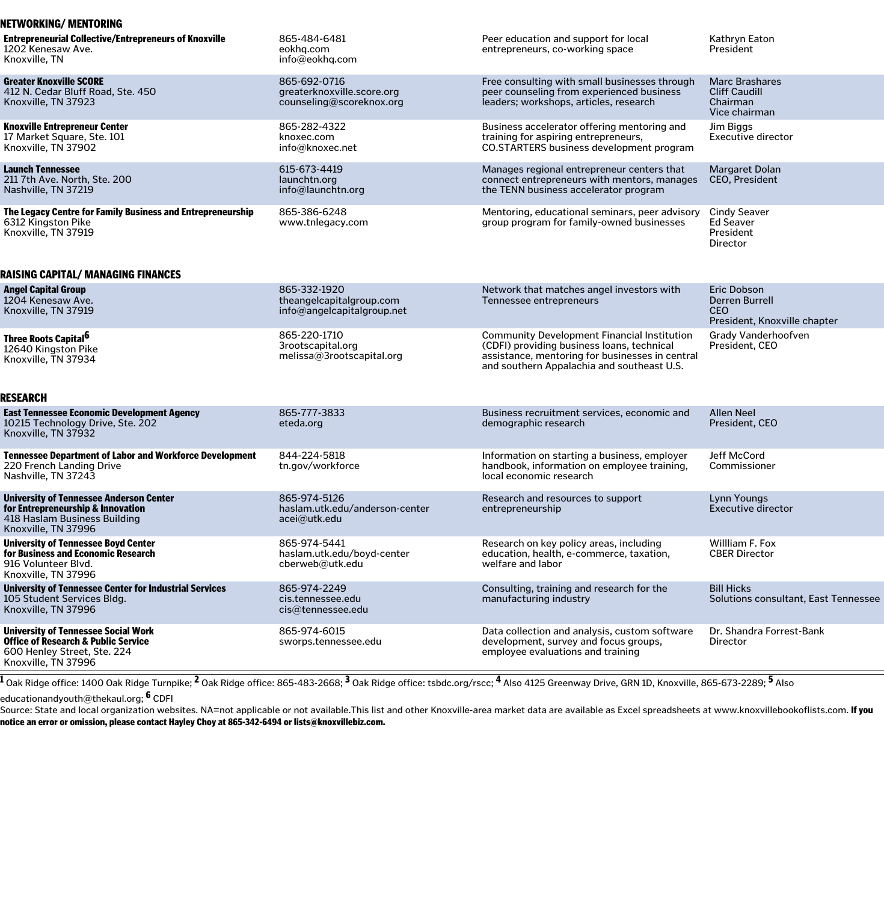## NETWORKING/ MENTORING

| | | | |
|---|---|---|---|
| **Entrepreneurial Collective/Entrepreneurs of Knoxville**<br>1202 Kenesaw Ave.<br>Knoxville, TN | 865-484-6481<br>eokhq.com<br>info@eokhq.com | Peer education and support for local entrepreneurs, co-working space | Kathryn Eaton<br>President |
| **Greater Knoxville SCORE**<br>412 N. Cedar Bluff Road, Ste. 450<br>Knoxville, TN 37923 | 865-692-0716<br>greaterknoxville.score.org<br>counseling@scoreknox.org | Free consulting with small businesses through peer counseling from experienced business leaders; workshops, articles, research | Marc Brashares<br>Cliff Caudill<br>Chairman<br>Vice chairman |
| **Knoxville Entrepreneur Center**<br>17 Market Square, Ste. 101<br>Knoxville, TN 37902 | 865-282-4322<br>knoxec.com<br>info@knoxec.net | Business accelerator offering mentoring and training for aspiring entrepreneurs, CO.STARTERS business development program | Jim Biggs<br>Executive director |
| **Launch Tennessee**<br>211 7th Ave. North, Ste. 200<br>Nashville, TN 37219 | 615-673-4419<br>launchtn.org<br>info@launchtn.org | Manages regional entrepreneur centers that connect entrepreneurs with mentors, manages the TENN business accelerator program | Margaret Dolan<br>CEO, President |
| **The Legacy Centre for Family Business and Entrepreneurship**<br>6312 Kingston Pike<br>Knoxville, TN 37919 | 865-386-6248<br>www.tnlegacy.com | Mentoring, educational seminars, peer advisory group program for family-owned businesses | Cindy Seaver<br>Ed Seaver<br>President<br>Director |

## RAISING CAPITAL/ MANAGING FINANCES

| | | | |
|---|---|---|---|
| **Angel Capital Group**<br>1204 Kenesaw Ave.<br>Knoxville, TN 37919 | 865-332-1920<br>theangelcapitalgroup.com<br>info@angelcapitalgroup.net | Network that matches angel investors with Tennessee entrepreneurs | Eric Dobson<br>Derren Burrell<br>CEO<br>President, Knoxville chapter |
| **Three Roots Capital**[6]<br>12640 Kingston Pike<br>Knoxville, TN 37934 | 865-220-1710<br>3rootscapital.org<br>melissa@3rootscapital.org | Community Development Financial Institution (CDFI) providing business loans, technical assistance, mentoring for businesses in central and southern Appalachia and southeast U.S. | Grady Vanderhoofven<br>President, CEO |

## RESEARCH

| | | | |
|---|---|---|---|
| **East Tennessee Economic Development Agency**<br>10215 Technology Drive, Ste. 202<br>Knoxville, TN 37932 | 865-777-3833<br>eteda.org | Business recruitment services, economic and demographic research | Allen Neel<br>President, CEO |
| **Tennessee Department of Labor and Workforce Development**<br>220 French Landing Drive<br>Nashville, TN 37243 | 844-224-5818<br>tn.gov/workforce | Information on starting a business, employer handbook, information on employee training, local economic research | Jeff McCord<br>Commissioner |
| **University of Tennessee Anderson Center for Entrepreneurship & Innovation**<br>418 Haslam Business Building<br>Knoxville, TN 37996 | 865-974-5126<br>haslam.utk.edu/anderson-center<br>acei@utk.edu | Research and resources to support entrepreneurship | Lynn Youngs<br>Executive director |
| **University of Tennessee Boyd Center for Business and Economic Research**<br>916 Volunteer Blvd.<br>Knoxville, TN 37996 | 865-974-5441<br>haslam.utk.edu/boyd-center<br>cberweb@utk.edu | Research on key policy areas, including education, health, e-commerce, taxation, welfare and labor | Willliam F. Fox<br>CBER Director |
| **University of Tennessee Center for Industrial Services**<br>105 Student Services Bldg.<br>Knoxville, TN 37996 | 865-974-2249<br>cis.tennessee.edu<br>cis@tennessee.edu | Consulting, training and research for the manufacturing industry | Bill Hicks<br>Solutions consultant, East Tennessee |
| **University of Tennessee Social Work Office of Research & Public Service**<br>600 Henley Street, Ste. 224<br>Knoxville, TN 37996 | 865-974-6015<br>sworps.tennessee.edu | Data collection and analysis, custom software development, survey and focus groups, employee evaluations and training | Dr. Shandra Forrest-Bank<br>Director |

[1] Oak Ridge office: 1400 Oak Ridge Turnpike; [2] Oak Ridge office: 865-483-2668; [3] Oak Ridge office: tsbdc.org/rscc; [4] Also 4125 Greenway Drive, GRN 1D, Knoxville, 865-673-2289; [5] Also educationandyouth@thekaul.org; [6] CDFI

Source: State and local organization websites. NA=not applicable or not available.This list and other Knoxville-area market data are available as Excel spreadsheets at www.knoxvillebookoflists.com. **If you notice an error or omission, please contact Hayley Choy at 865-342-6494 or lists@knoxvillebiz.com.**